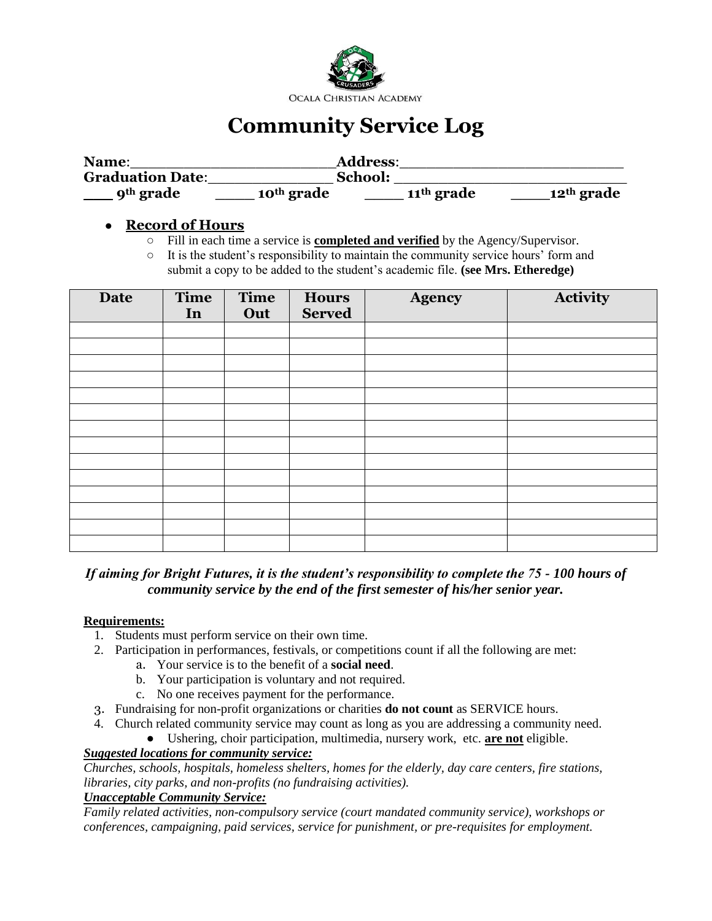Ocala Christian Academy

# Community Service Log

**Name**:________________________ **Address**:_________________________

**Graduation Date**:______________ **School:** ___________________________

___ **9th grade** ____ **10th grade** ____ **11th grade** ____ **12th grade**

- **Record of Hours**
  - Fill in each time a service is **completed and verified** by the Agency/Supervisor.
  - It is the student's responsibility to maintain the community service hours' form and submit a copy to be added to the student's academic file. **(see Mrs. Etheredge)**

| Date | Time In | Time Out | Hours Served | Agency | Activity |
|---|---|---|---|---|---|
| | | | | | |
| | | | | | |
| | | | | | |
| | | | | | |
| | | | | | |
| | | | | | |
| | | | | | |
| | | | | | |
| | | | | | |
| | | | | | |
| | | | | | |
| | | | | | |
| | | | | | |
| | | | | | |

***If aiming for Bright Futures, it is the student's responsibility to complete the 75 - 100 hours of community service by the end of the first semester of his/her senior year.***

**Requirements:**

1. Students must perform service on their own time.
2. Participation in performances, festivals, or competitions count if all the following are met:
   a. Your service is to the benefit of a **social need**.
   b. Your participation is voluntary and not required.
   c. No one receives payment for the performance.
3. Fundraising for non-profit organizations or charities **do not count** as SERVICE hours.
4. Church related community service may count as long as you are addressing a community need.
   - Ushering, choir participation, multimedia, nursery work, etc. **are not** eligible.

***Suggested locations for community service:***

*Churches, schools, hospitals, homeless shelters, homes for the elderly, day care centers, fire stations, libraries, city parks, and non-profits (no fundraising activities).*

***Unacceptable Community Service:***

*Family related activities, non-compulsory service (court mandated community service), workshops or conferences, campaigning, paid services, service for punishment, or pre-requisites for employment.*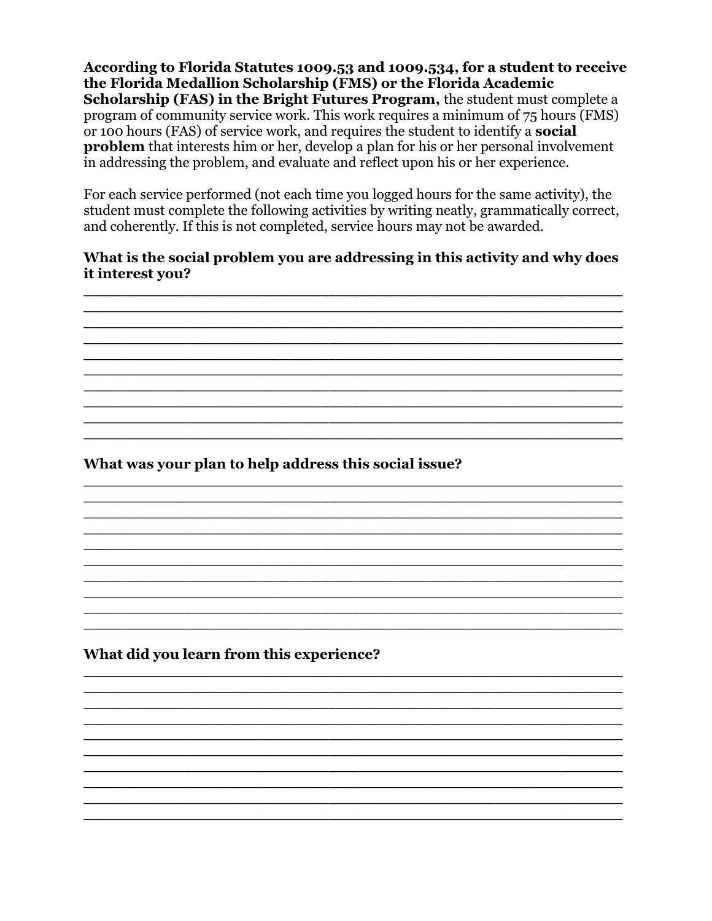**According to Florida Statutes 1009.53 and 1009.534, for a student to receive the Florida Medallion Scholarship (FMS) or the Florida Academic Scholarship (FAS) in the Bright Futures Program,** the student must complete a program of community service work. This work requires a minimum of 75 hours (FMS) or 100 hours (FAS) of service work, and requires the student to identify a **social problem** that interests him or her, develop a plan for his or her personal involvement in addressing the problem, and evaluate and reflect upon his or her experience.

For each service performed (not each time you logged hours for the same activity), the student must complete the following activities by writing neatly, grammatically correct, and coherently. If this is not completed, service hours may not be awarded.

**What is the social problem you are addressing in this activity and why does it interest you?**

______________________________________________________________
______________________________________________________________
______________________________________________________________
______________________________________________________________
______________________________________________________________
______________________________________________________________
______________________________________________________________
______________________________________________________________
______________________________________________________________
______________________________________________________________

**What was your plan to help address this social issue?**

______________________________________________________________
______________________________________________________________
______________________________________________________________
______________________________________________________________
______________________________________________________________
______________________________________________________________
______________________________________________________________
______________________________________________________________
______________________________________________________________
______________________________________________________________

**What did you learn from this experience?**

______________________________________________________________
______________________________________________________________
______________________________________________________________
______________________________________________________________
______________________________________________________________
______________________________________________________________
______________________________________________________________
______________________________________________________________
______________________________________________________________
______________________________________________________________